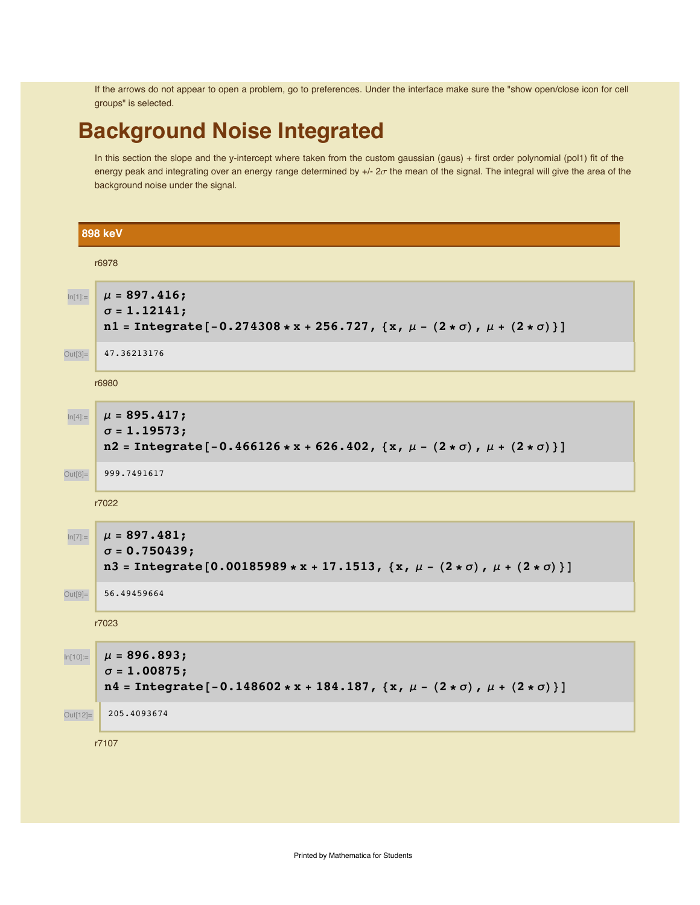If the arrows do not appear to open a problem, go to preferences. Under the interface make sure the "show open/close icon for cell groups" is selected.

# Background Noise Integrated

In this section the slope and the y-intercept where taken from the custom gaussian (gaus) + first order polynomial (pol1) fit of the energy peak and integrating over an energy range determined by +/- 2$\sigma$ the mean of the signal. The integral will give the area of the background noise under the signal.

## 898 keV

r6978

```
In[1]:= μ = 897.416;
        σ = 1.12141;
        n1 = Integrate[-0.274308 * x + 256.727, {x, μ - (2 * σ), μ + (2 * σ)}]

Out[3]= 47.36213176
```

r6980

```
In[4]:= μ = 895.417;
        σ = 1.19573;
        n2 = Integrate[-0.466126 * x + 626.402, {x, μ - (2 * σ), μ + (2 * σ)}]

Out[6]= 999.7491617
```

r7022

```
In[7]:= μ = 897.481;
        σ = 0.750439;
        n3 = Integrate[0.00185989 * x + 17.1513, {x, μ - (2 * σ), μ + (2 * σ)}]

Out[9]= 56.49459664
```

r7023

```
In[10]:= μ = 896.893;
         σ = 1.00875;
         n4 = Integrate[-0.148602 * x + 184.187, {x, μ - (2 * σ), μ + (2 * σ)}]

Out[12]= 205.4093674
```

r7107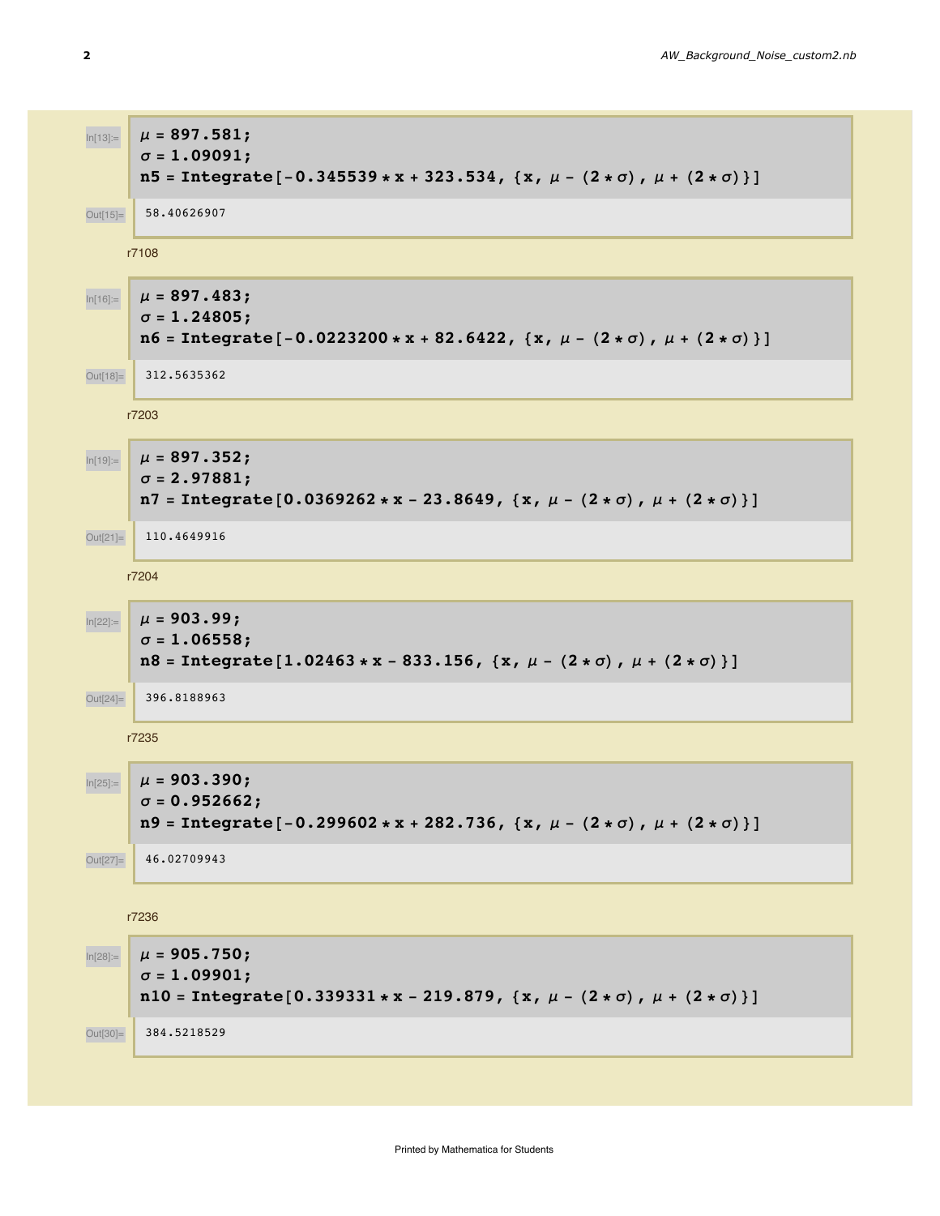In[13]:=

```
μ = 897.581;
σ = 1.09091;
n5 = Integrate[-0.345539 * x + 323.534, {x, μ - (2 * σ), μ + (2 * σ)}]
```

Out[15]=

```
58.40626907
```

r7108

In[16]:=

```
μ = 897.483;
σ = 1.24805;
n6 = Integrate[-0.0223200 * x + 82.6422, {x, μ - (2 * σ), μ + (2 * σ)}]
```

Out[18]=

```
312.5635362
```

r7203

In[19]:=

```
μ = 897.352;
σ = 2.97881;
n7 = Integrate[0.0369262 * x - 23.8649, {x, μ - (2 * σ), μ + (2 * σ)}]
```

Out[21]=

```
110.4649916
```

r7204

In[22]:=

```
μ = 903.99;
σ = 1.06558;
n8 = Integrate[1.02463 * x - 833.156, {x, μ - (2 * σ), μ + (2 * σ)}]
```

Out[24]=

```
396.8188963
```

r7235

In[25]:=

```
μ = 903.390;
σ = 0.952662;
n9 = Integrate[-0.299602 * x + 282.736, {x, μ - (2 * σ), μ + (2 * σ)}]
```

Out[27]=

```
46.02709943
```

r7236

In[28]:=

```
μ = 905.750;
σ = 1.09901;
n10 = Integrate[0.339331 * x - 219.879, {x, μ - (2 * σ), μ + (2 * σ)}]
```

Out[30]=

```
384.5218529
```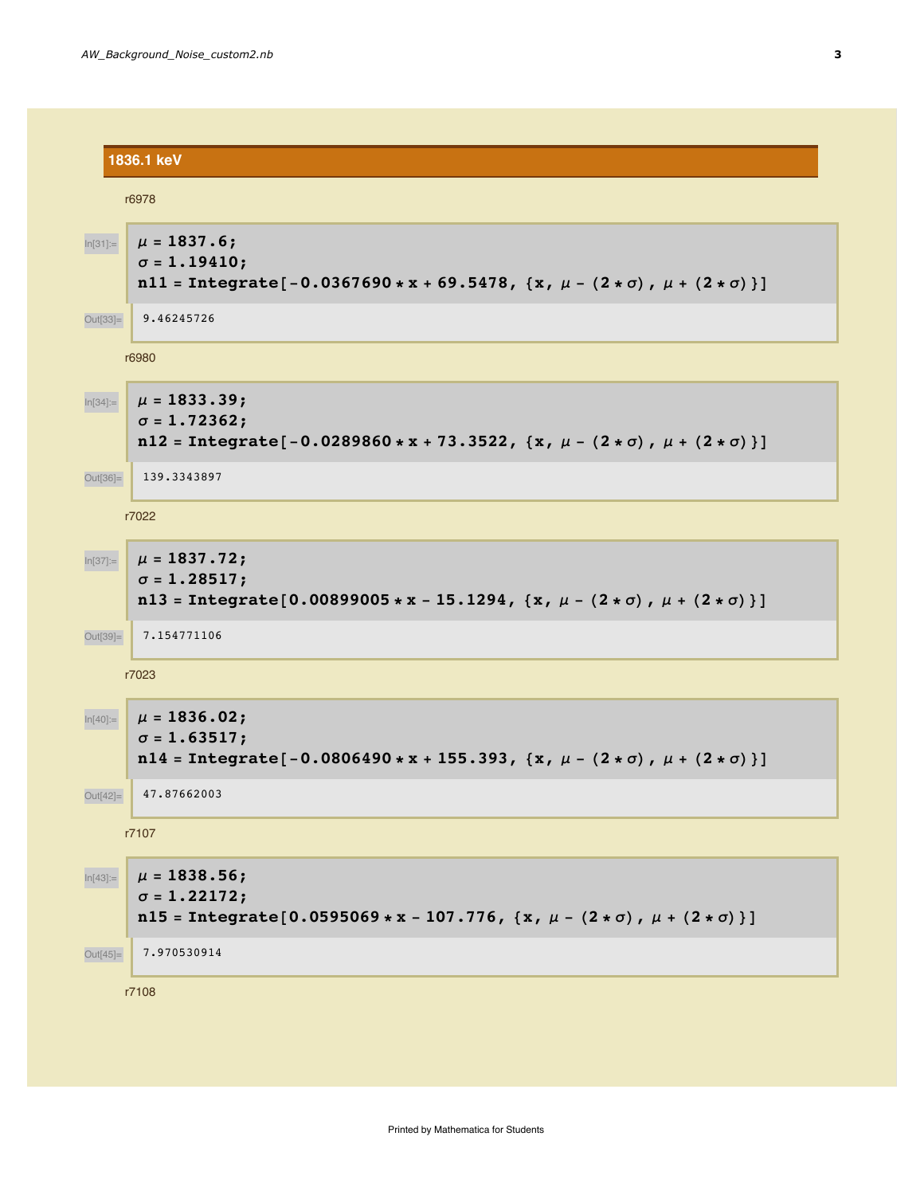## 1836.1 keV

r6978

```
In[31]:= μ = 1837.6;
σ = 1.19410;
n11 = Integrate[-0.0367690 * x + 69.5478, {x, μ - (2 * σ), μ + (2 * σ)}]

Out[33]= 9.46245726
```

r6980

```
In[34]:= μ = 1833.39;
σ = 1.72362;
n12 = Integrate[-0.0289860 * x + 73.3522, {x, μ - (2 * σ), μ + (2 * σ)}]

Out[36]= 139.3343897
```

r7022

```
In[37]:= μ = 1837.72;
σ = 1.28517;
n13 = Integrate[0.00899005 * x - 15.1294, {x, μ - (2 * σ), μ + (2 * σ)}]

Out[39]= 7.154771106
```

r7023

```
In[40]:= μ = 1836.02;
σ = 1.63517;
n14 = Integrate[-0.0806490 * x + 155.393, {x, μ - (2 * σ), μ + (2 * σ)}]

Out[42]= 47.87662003
```

r7107

```
In[43]:= μ = 1838.56;
σ = 1.22172;
n15 = Integrate[0.0595069 * x - 107.776, {x, μ - (2 * σ), μ + (2 * σ)}]

Out[45]= 7.970530914
```

r7108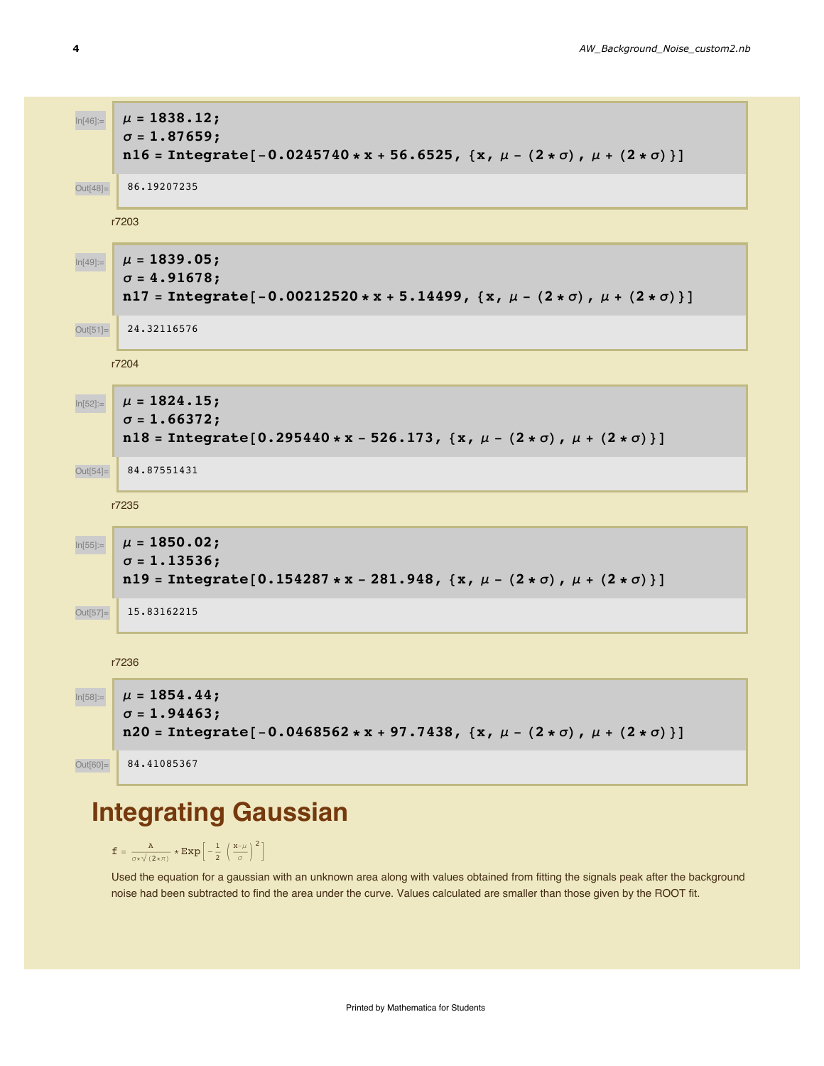In[46]:=
```
μ = 1838.12;
σ = 1.87659;
n16 = Integrate[-0.0245740 * x + 56.6525, {x, μ - (2 * σ), μ + (2 * σ)}]
```

Out[48]=
```
86.19207235
```

r7203

In[49]:=
```
μ = 1839.05;
σ = 4.91678;
n17 = Integrate[-0.00212520 * x + 5.14499, {x, μ - (2 * σ), μ + (2 * σ)}]
```

Out[51]=
```
24.32116576
```

r7204

In[52]:=
```
μ = 1824.15;
σ = 1.66372;
n18 = Integrate[0.295440 * x - 526.173, {x, μ - (2 * σ), μ + (2 * σ)}]
```

Out[54]=
```
84.87551431
```

r7235

In[55]:=
```
μ = 1850.02;
σ = 1.13536;
n19 = Integrate[0.154287 * x - 281.948, {x, μ - (2 * σ), μ + (2 * σ)}]
```

Out[57]=
```
15.83162215
```

r7236

In[58]:=
```
μ = 1854.44;
σ = 1.94463;
n20 = Integrate[-0.0468562 * x + 97.7438, {x, μ - (2 * σ), μ + (2 * σ)}]
```

Out[60]=
```
84.41085367
```

# Integrating Gaussian

$$f = \frac{A}{\sigma * \sqrt{(2 * \pi)}} * \mathrm{Exp}\left[-\frac{1}{2}\left(\frac{x-\mu}{\sigma}\right)^2\right]$$

Used the equation for a gaussian with an unknown area along with values obtained from fitting the signals peak after the background noise had been subtracted to find the area under the curve. Values calculated are smaller than those given by the ROOT fit.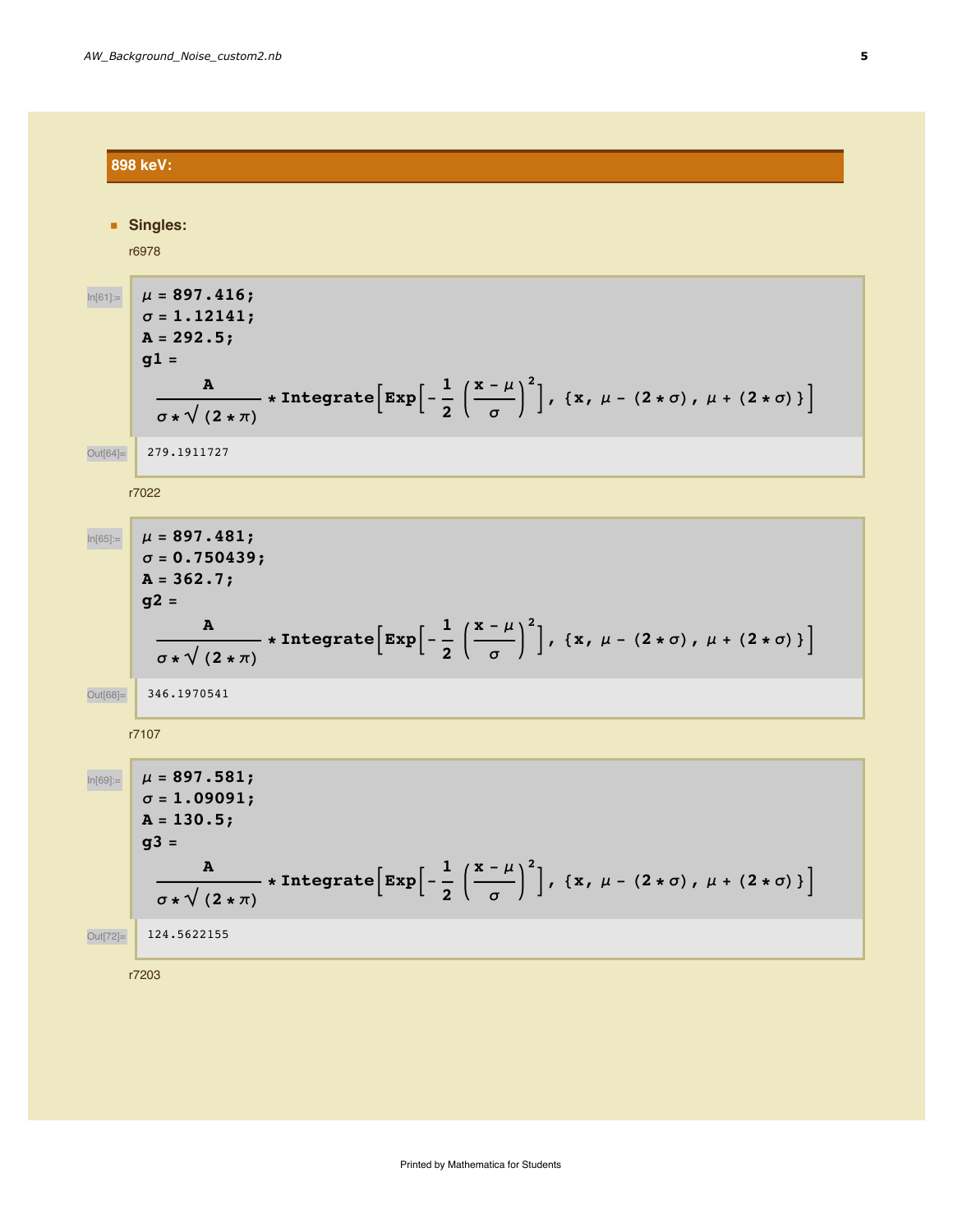## 898 keV:

- **Singles:**

r6978

```
In[61]:=
μ = 897.416;
σ = 1.12141;
A = 292.5;
g1 =
  A/(σ * √(2 * π)) * Integrate[Exp[-1/2 ((x - μ)/σ)^2], {x, μ - (2 * σ), μ + (2 * σ)}]

Out[64]= 279.1911727
```

r7022

```
In[65]:=
μ = 897.481;
σ = 0.750439;
A = 362.7;
g2 =
  A/(σ * √(2 * π)) * Integrate[Exp[-1/2 ((x - μ)/σ)^2], {x, μ - (2 * σ), μ + (2 * σ)}]

Out[68]= 346.1970541
```

r7107

```
In[69]:=
μ = 897.581;
σ = 1.09091;
A = 130.5;
g3 =
  A/(σ * √(2 * π)) * Integrate[Exp[-1/2 ((x - μ)/σ)^2], {x, μ - (2 * σ), μ + (2 * σ)}]

Out[72]= 124.5622155
```

r7203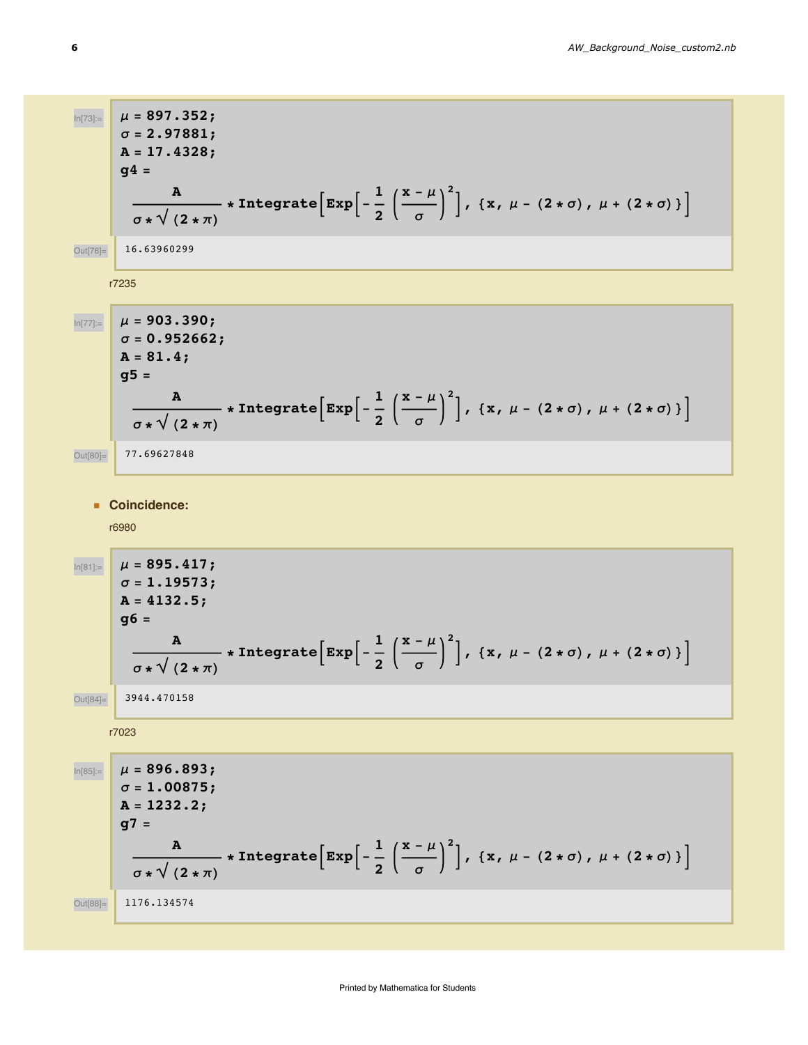In[73]:=

```
μ = 897.352;
σ = 2.97881;
A = 17.4328;
g4 =
```

$$\frac{A}{\sigma * \sqrt{(2*\pi)}} * \text{Integrate}\left[\text{Exp}\left[-\frac{1}{2}\left(\frac{x-\mu}{\sigma}\right)^2\right], \{x, \mu - (2*\sigma), \mu + (2*\sigma)\}\right]$$

Out[76]= 16.63960299

r7235

In[77]:=

```
μ = 903.390;
σ = 0.952662;
A = 81.4;
g5 =
```

$$\frac{A}{\sigma * \sqrt{(2*\pi)}} * \text{Integrate}\left[\text{Exp}\left[-\frac{1}{2}\left(\frac{x-\mu}{\sigma}\right)^2\right], \{x, \mu - (2*\sigma), \mu + (2*\sigma)\}\right]$$

Out[80]= 77.69627848

- **Coincidence:**

r6980

In[81]:=

```
μ = 895.417;
σ = 1.19573;
A = 4132.5;
g6 =
```

$$\frac{A}{\sigma * \sqrt{(2*\pi)}} * \text{Integrate}\left[\text{Exp}\left[-\frac{1}{2}\left(\frac{x-\mu}{\sigma}\right)^2\right], \{x, \mu - (2*\sigma), \mu + (2*\sigma)\}\right]$$

Out[84]= 3944.470158

r7023

In[85]:=

```
μ = 896.893;
σ = 1.00875;
A = 1232.2;
g7 =
```

$$\frac{A}{\sigma * \sqrt{(2*\pi)}} * \text{Integrate}\left[\text{Exp}\left[-\frac{1}{2}\left(\frac{x-\mu}{\sigma}\right)^2\right], \{x, \mu - (2*\sigma), \mu + (2*\sigma)\}\right]$$

Out[88]= 1176.134574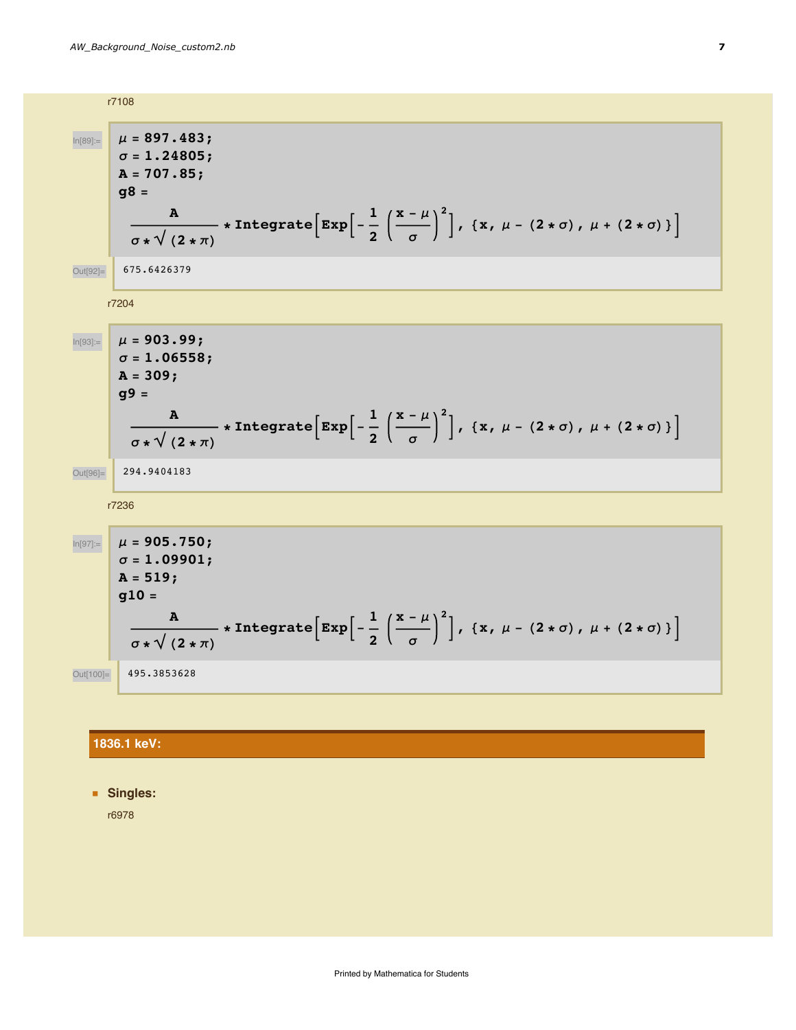r7108

```
In[89]:=
μ = 897.483;
σ = 1.24805;
A = 707.85;
g8 = A/(σ*√(2*π)) * Integrate[Exp[-1/2 ((x - μ)/σ)^2], {x, μ - (2*σ), μ + (2*σ)}]
```

$$g8 = \frac{A}{\sigma * \sqrt{(2 * \pi)}} * \text{Integrate}\left[\text{Exp}\left[-\frac{1}{2}\left(\frac{x-\mu}{\sigma}\right)^2\right], \{x, \mu-(2*\sigma), \mu+(2*\sigma)\}\right]$$

```
Out[92]= 675.6426379
```

r7204

```
In[93]:=
μ = 903.99;
σ = 1.06558;
A = 309;
g9 = A/(σ*√(2*π)) * Integrate[Exp[-1/2 ((x - μ)/σ)^2], {x, μ - (2*σ), μ + (2*σ)}]
```

$$g9 = \frac{A}{\sigma * \sqrt{(2 * \pi)}} * \text{Integrate}\left[\text{Exp}\left[-\frac{1}{2}\left(\frac{x-\mu}{\sigma}\right)^2\right], \{x, \mu-(2*\sigma), \mu+(2*\sigma)\}\right]$$

```
Out[96]= 294.9404183
```

r7236

```
In[97]:=
μ = 905.750;
σ = 1.09901;
A = 519;
g10 = A/(σ*√(2*π)) * Integrate[Exp[-1/2 ((x - μ)/σ)^2], {x, μ - (2*σ), μ + (2*σ)}]
```

$$g10 = \frac{A}{\sigma * \sqrt{(2 * \pi)}} * \text{Integrate}\left[\text{Exp}\left[-\frac{1}{2}\left(\frac{x-\mu}{\sigma}\right)^2\right], \{x, \mu-(2*\sigma), \mu+(2*\sigma)\}\right]$$

```
Out[100]= 495.3853628
```

## 1836.1 keV:

- **Singles:**

r6978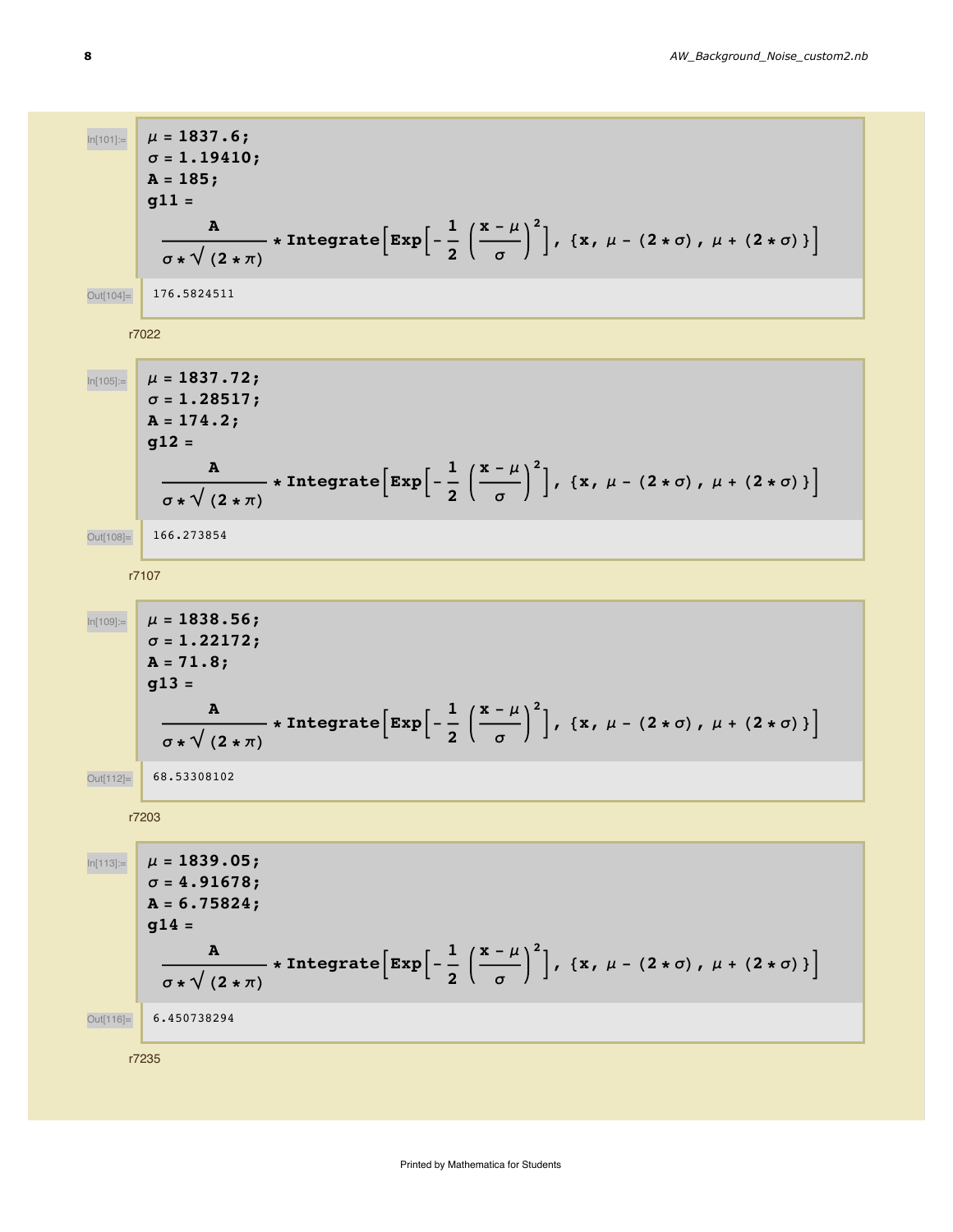In[101]:=

```
μ = 1837.6;
σ = 1.19410;
A = 185;
g11 =
```

$$\frac{A}{\sigma * \sqrt{(2 * \pi)}} * \text{Integrate}\left[\text{Exp}\left[-\frac{1}{2}\left(\frac{x-\mu}{\sigma}\right)^2\right], \{x, \mu - (2 * \sigma), \mu + (2 * \sigma)\}\right]$$

Out[104]=

```
176.5824511
```

r7022

In[105]:=

```
μ = 1837.72;
σ = 1.28517;
A = 174.2;
g12 =
```

$$\frac{A}{\sigma * \sqrt{(2 * \pi)}} * \text{Integrate}\left[\text{Exp}\left[-\frac{1}{2}\left(\frac{x-\mu}{\sigma}\right)^2\right], \{x, \mu - (2 * \sigma), \mu + (2 * \sigma)\}\right]$$

Out[108]=

```
166.273854
```

r7107

In[109]:=

```
μ = 1838.56;
σ = 1.22172;
A = 71.8;
g13 =
```

$$\frac{A}{\sigma * \sqrt{(2 * \pi)}} * \text{Integrate}\left[\text{Exp}\left[-\frac{1}{2}\left(\frac{x-\mu}{\sigma}\right)^2\right], \{x, \mu - (2 * \sigma), \mu + (2 * \sigma)\}\right]$$

Out[112]=

```
68.53308102
```

r7203

In[113]:=

```
μ = 1839.05;
σ = 4.91678;
A = 6.75824;
g14 =
```

$$\frac{A}{\sigma * \sqrt{(2 * \pi)}} * \text{Integrate}\left[\text{Exp}\left[-\frac{1}{2}\left(\frac{x-\mu}{\sigma}\right)^2\right], \{x, \mu - (2 * \sigma), \mu + (2 * \sigma)\}\right]$$

Out[116]=

```
6.450738294
```

r7235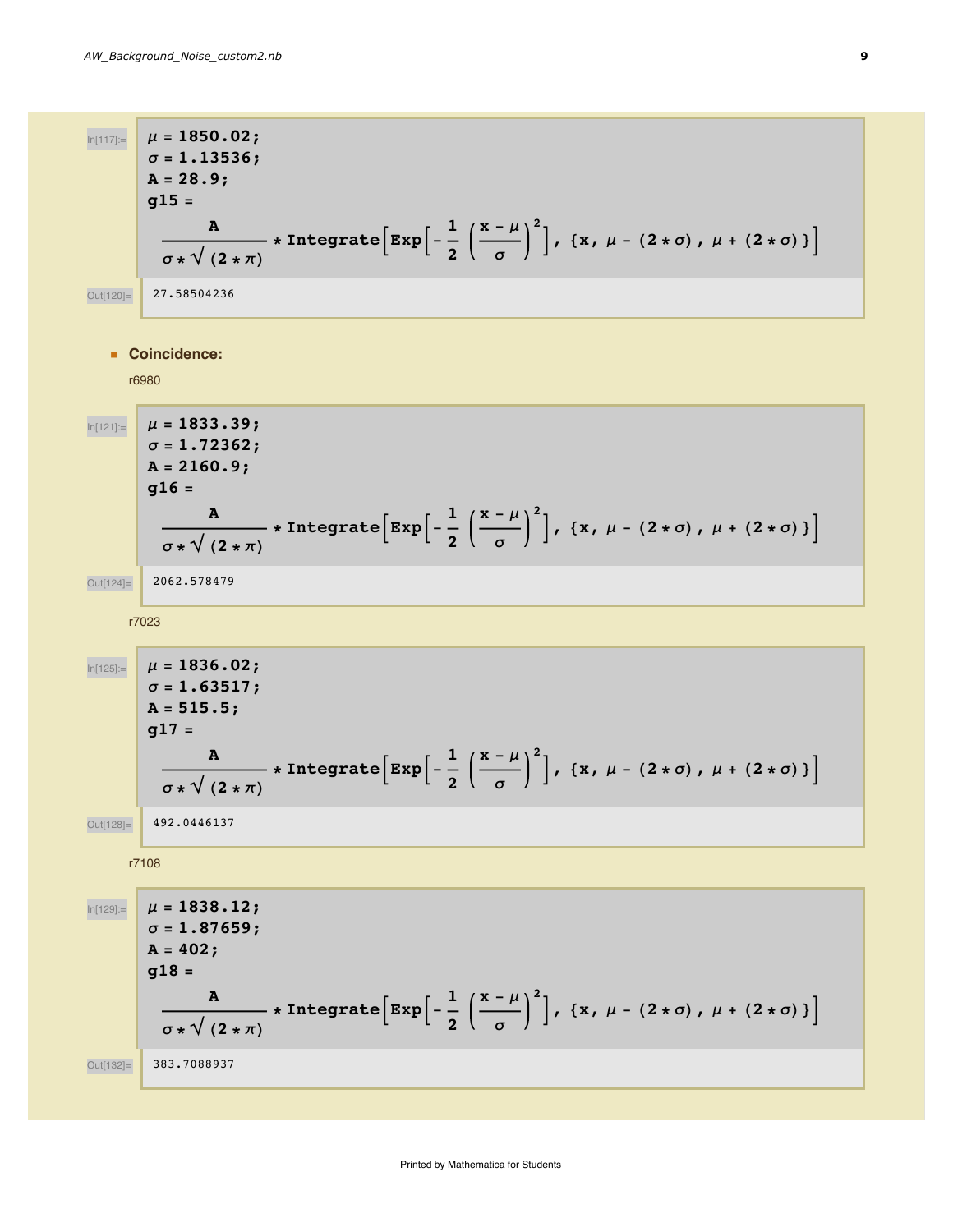In[117]:=

```
μ = 1850.02;
σ = 1.13536;
A = 28.9;
g15 =
```

$$\frac{A}{\sigma * \sqrt{(2 * \pi)}} * \text{Integrate}\left[\text{Exp}\left[-\frac{1}{2}\left(\frac{x-\mu}{\sigma}\right)^2\right], \{x, \mu-(2*\sigma), \mu+(2*\sigma)\}\right]$$

Out[120]= 27.58504236

- **Coincidence:**

r6980

In[121]:=

```
μ = 1833.39;
σ = 1.72362;
A = 2160.9;
g16 =
```

$$\frac{A}{\sigma * \sqrt{(2 * \pi)}} * \text{Integrate}\left[\text{Exp}\left[-\frac{1}{2}\left(\frac{x-\mu}{\sigma}\right)^2\right], \{x, \mu-(2*\sigma), \mu+(2*\sigma)\}\right]$$

Out[124]= 2062.578479

r7023

In[125]:=

```
μ = 1836.02;
σ = 1.63517;
A = 515.5;
g17 =
```

$$\frac{A}{\sigma * \sqrt{(2 * \pi)}} * \text{Integrate}\left[\text{Exp}\left[-\frac{1}{2}\left(\frac{x-\mu}{\sigma}\right)^2\right], \{x, \mu-(2*\sigma), \mu+(2*\sigma)\}\right]$$

Out[128]= 492.0446137

r7108

In[129]:=

```
μ = 1838.12;
σ = 1.87659;
A = 402;
g18 =
```

$$\frac{A}{\sigma * \sqrt{(2 * \pi)}} * \text{Integrate}\left[\text{Exp}\left[-\frac{1}{2}\left(\frac{x-\mu}{\sigma}\right)^2\right], \{x, \mu-(2*\sigma), \mu+(2*\sigma)\}\right]$$

Out[132]= 383.7088937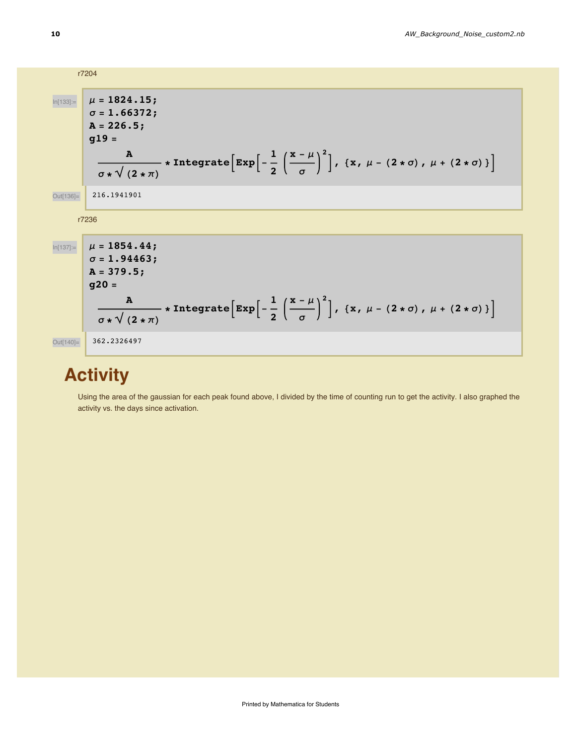r7204

In[133]:=
```
μ = 1824.15;
σ = 1.66372;
A = 226.5;
g19 =
```
$$\frac{A}{\sigma * \sqrt{(2*\pi)}} * \text{Integrate}\left[\text{Exp}\left[-\frac{1}{2}\left(\frac{x-\mu}{\sigma}\right)^2\right], \{x, \mu-(2*\sigma), \mu+(2*\sigma)\}\right]$$

Out[136]=
```
216.1941901
```

r7236

In[137]:=
```
μ = 1854.44;
σ = 1.94463;
A = 379.5;
g20 =
```
$$\frac{A}{\sigma * \sqrt{(2*\pi)}} * \text{Integrate}\left[\text{Exp}\left[-\frac{1}{2}\left(\frac{x-\mu}{\sigma}\right)^2\right], \{x, \mu-(2*\sigma), \mu+(2*\sigma)\}\right]$$

Out[140]=
```
362.2326497
```

# Activity

Using the area of the gaussian for each peak found above, I divided by the time of counting run to get the activity. I also graphed the activity vs. the days since activation.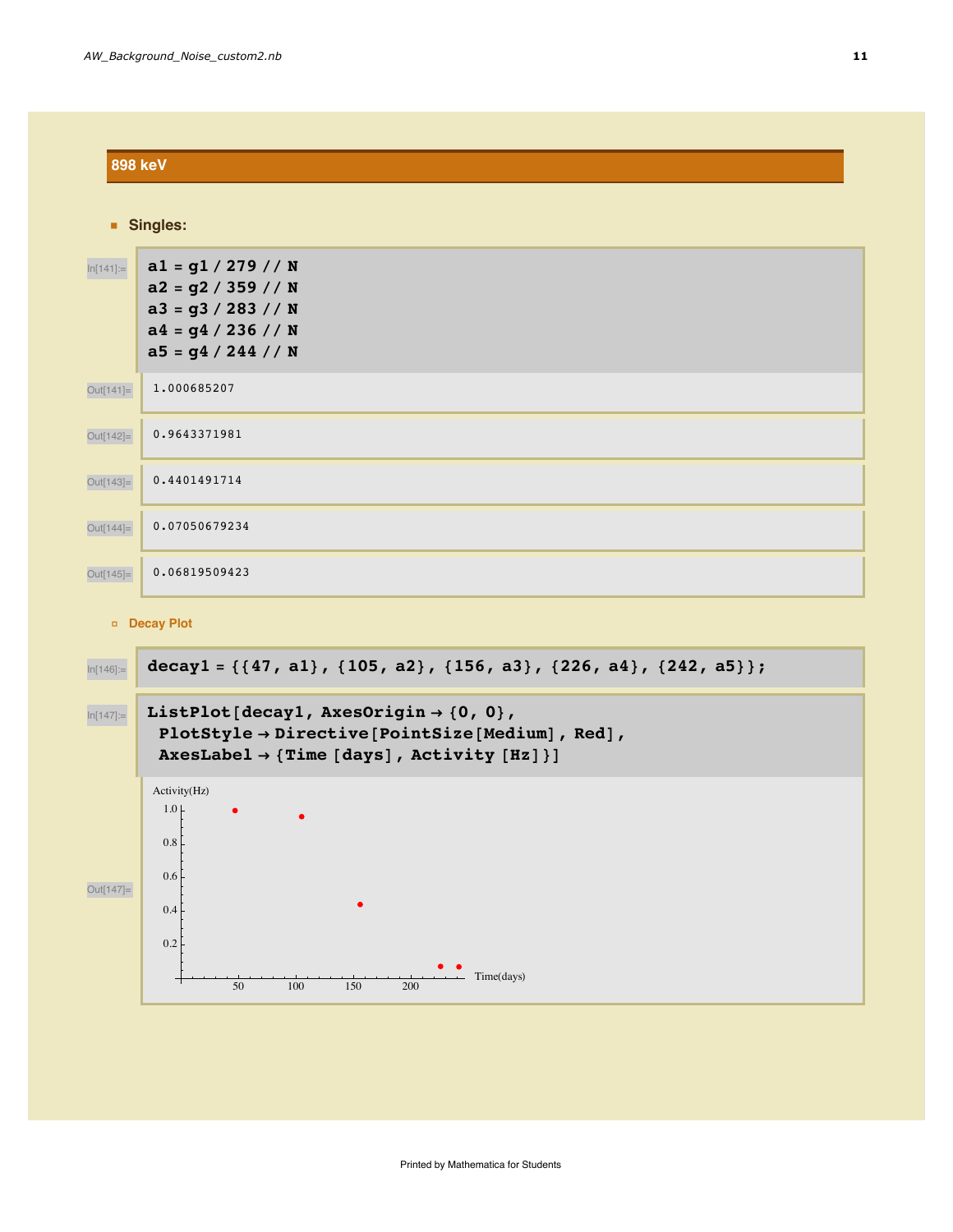## 898 keV

- **Singles:**

In[141]:=
```
a1 = g1 / 279 // N
a2 = g2 / 359 // N
a3 = g3 / 283 // N
a4 = g4 / 236 // N
a5 = g4 / 244 // N
```

Out[141]= 1.000685207

Out[142]= 0.9643371981

Out[143]= 0.4401491714

Out[144]= 0.07050679234

Out[145]= 0.06819509423

### Decay Plot

In[146]:=
```
decay1 = {{47, a1}, {105, a2}, {156, a3}, {226, a4}, {242, a5}};
```

In[147]:=
```
ListPlot[decay1, AxesOrigin → {0, 0},
 PlotStyle → Directive[PointSize[Medium], Red],
 AxesLabel → {Time [days], Activity [Hz]}]
```

Out[147]=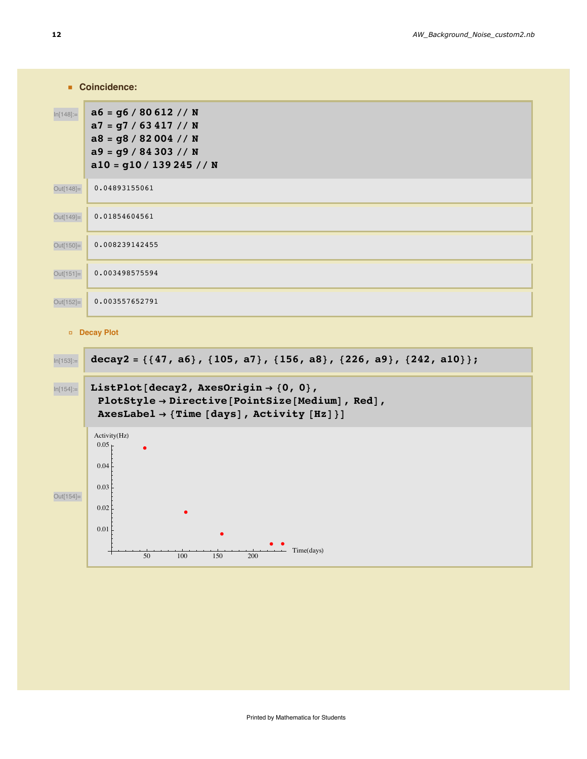## Coincidence:

In[148]:=
```
a6 = g6 / 80 612 // N
a7 = g7 / 63 417 // N
a8 = g8 / 82 004 // N
a9 = g9 / 84 303 // N
a10 = g10 / 139 245 // N
```

Out[148]= 0.04893155061

Out[149]= 0.01854604561

Out[150]= 0.008239142455

Out[151]= 0.003498575594

Out[152]= 0.003557652791

### Decay Plot

In[153]:=
```
decay2 = {{47, a6}, {105, a7}, {156, a8}, {226, a9}, {242, a10}};
```

In[154]:=
```
ListPlot[decay2, AxesOrigin → {0, 0},
  PlotStyle → Directive[PointSize[Medium], Red],
  AxesLabel → {Time [days], Activity [Hz]}]
```

Out[154]=

Activity(Hz)

0.05, 0.04, 0.03, 0.02, 0.01

Time(days)

50, 100, 150, 200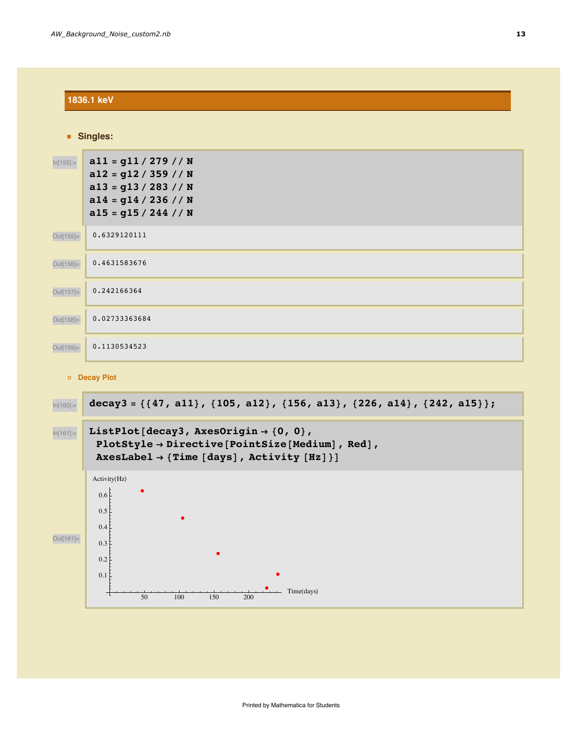## 1836.1 keV

- **Singles:**

In[155]:=
```
a11 = g11 / 279 // N
a12 = g12 / 359 // N
a13 = g13 / 283 // N
a14 = g14 / 236 // N
a15 = g15 / 244 // N
```

Out[155]= 0.6329120111

Out[156]= 0.4631583676

Out[157]= 0.242166364

Out[158]= 0.02733363684

Out[159]= 0.1130534523

- **Decay Plot**

In[160]:=
```
decay3 = {{47, a11}, {105, a12}, {156, a13}, {226, a14}, {242, a15}};
```

In[161]:=
```
ListPlot[decay3, AxesOrigin → {0, 0},
 PlotStyle → Directive[PointSize[Medium], Red],
 AxesLabel → {Time [days], Activity [Hz]}]
```

Out[161]=

Activity(Hz)

Time(days)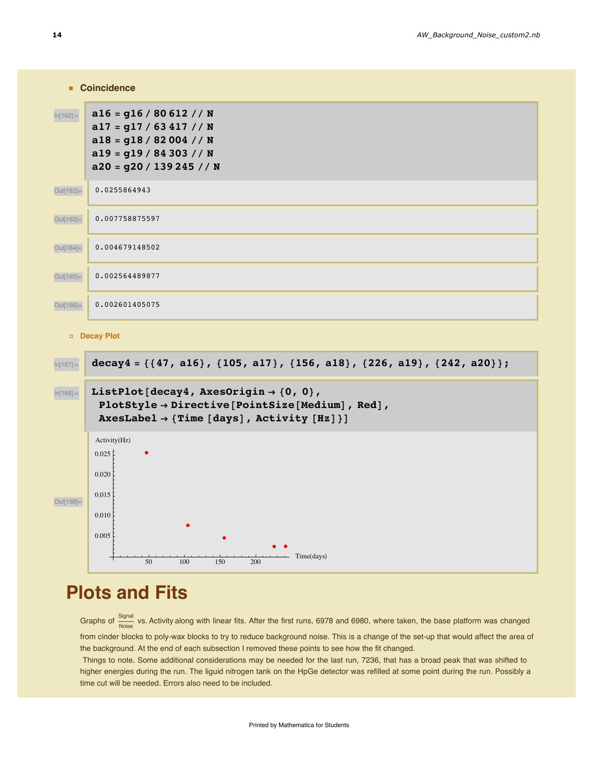### Coincidence

```
In[162]:= a16 = g16 / 80 612 // N
          a17 = g17 / 63 417 // N
          a18 = g18 / 82 004 // N
          a19 = g19 / 84 303 // N
          a20 = g20 / 139 245 // N
```

```
Out[162]= 0.0255864943
Out[163]= 0.007758875597
Out[164]= 0.004679148502
Out[165]= 0.002564489877
Out[166]= 0.002601405075
```

#### Decay Plot

```
In[167]:= decay4 = {{47, a16}, {105, a17}, {156, a18}, {226, a19}, {242, a20}};
```

```
In[168]:= ListPlot[decay4, AxesOrigin → {0, 0},
           PlotStyle → Directive[PointSize[Medium], Red],
           AxesLabel → {Time [days], Activity [Hz]}]
```

Out[168]=

# Plots and Fits

Graphs of $\frac{\text{Signal}}{\text{Noise}}$ vs. Activity along with linear fits. After the first runs, 6978 and 6980, where taken, the base platform was changed from cinder blocks to poly-wax blocks to try to reduce background noise. This is a change of the set-up that would affect the area of the background. At the end of each subsection I removed these points to see how the fit changed.

Things to note. Some additional considerations may be needed for the last run, 7236, that has a broad peak that was shifted to higher energies during the run. The liguid nitrogen tank on the HpGe detector was refilled at some point during the run. Possibly a time cut will be needed. Errors also need to be included.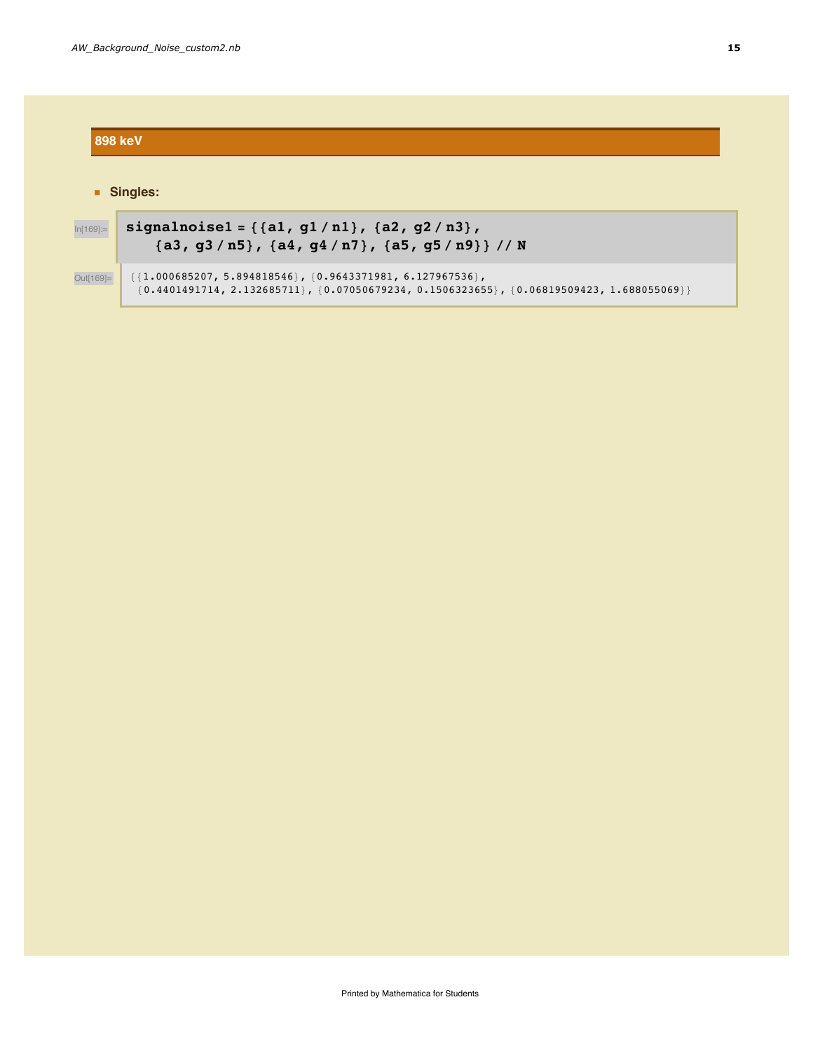## 898 keV

- **Singles:**

In[169]:=

```
signalnoise1 = {{a1, g1 / n1}, {a2, g2 / n3},
    {a3, g3 / n5}, {a4, g4 / n7}, {a5, g5 / n9}} // N
```

Out[169]=

```
{{1.000685207, 5.894818546}, {0.9643371981, 6.127967536},
 {0.4401491714, 2.132685711}, {0.07050679234, 0.1506323655}, {0.06819509423, 1.688055069}}
```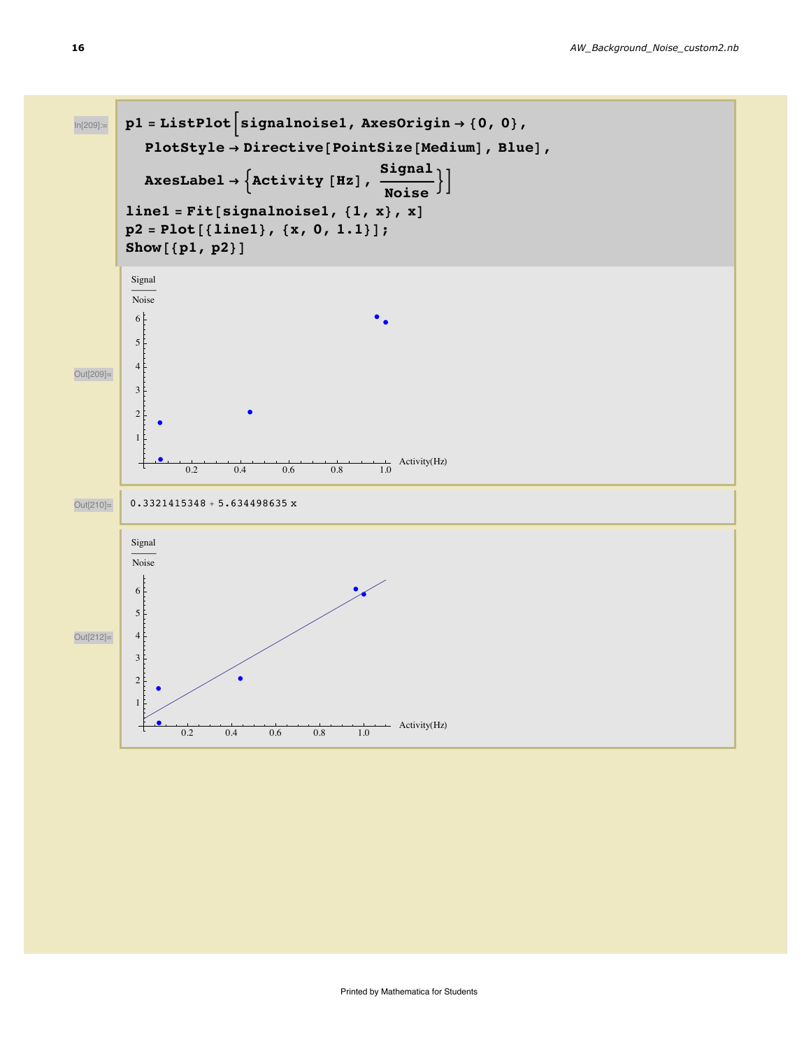In[209]:=

```
p1 = ListPlot[signalnoise1, AxesOrigin → {0, 0},
   PlotStyle → Directive[PointSize[Medium], Blue],
   AxesLabel → {Activity [Hz], Signal/Noise}]
line1 = Fit[signalnoise1, {1, x}, x]
p2 = Plot[{line1}, {x, 0, 1.1}];
Show[{p1, p2}]
```

Out[209]=

Out[210]=

```
0.3321415348 + 5.634498635 x
```

Out[212]=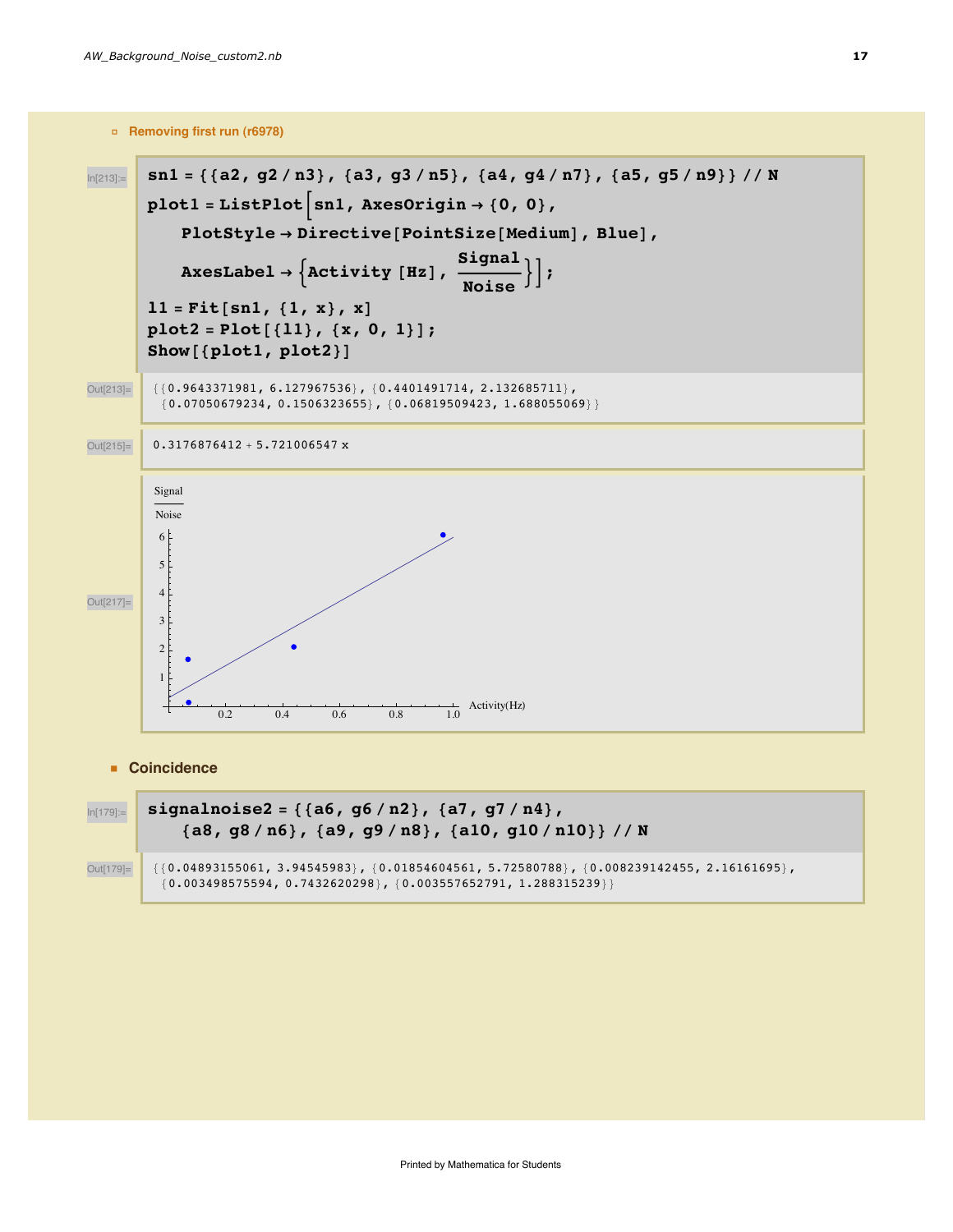### Removing first run (r6978)

In[213]:=

```
sn1 = {{a2, g2 / n3}, {a3, g3 / n5}, {a4, g4 / n7}, {a5, g5 / n9}} // N
plot1 = ListPlot[sn1, AxesOrigin → {0, 0},
   PlotStyle → Directive[PointSize[Medium], Blue],
   AxesLabel → {Activity [Hz], Signal/Noise}];
l1 = Fit[sn1, {1, x}, x]
plot2 = Plot[{l1}, {x, 0, 1}];
Show[{plot1, plot2}]
```

Out[213]=

```
{{0.9643371981, 6.127967536}, {0.4401491714, 2.132685711},
 {0.07050679234, 0.1506323655}, {0.06819509423, 1.688055069}}
```

Out[215]=

```
0.3176876412 + 5.721006547 x
```

Out[217]=

### Coincidence

In[179]:=

```
signalnoise2 = {{a6, g6 / n2}, {a7, g7 / n4},
   {a8, g8 / n6}, {a9, g9 / n8}, {a10, g10 / n10}} // N
```

Out[179]=

```
{{0.04893155061, 3.94545983}, {0.01854604561, 5.72580788}, {0.008239142455, 2.16161695},
 {0.003498575594, 0.7432620298}, {0.003557652791, 1.288315239}}
```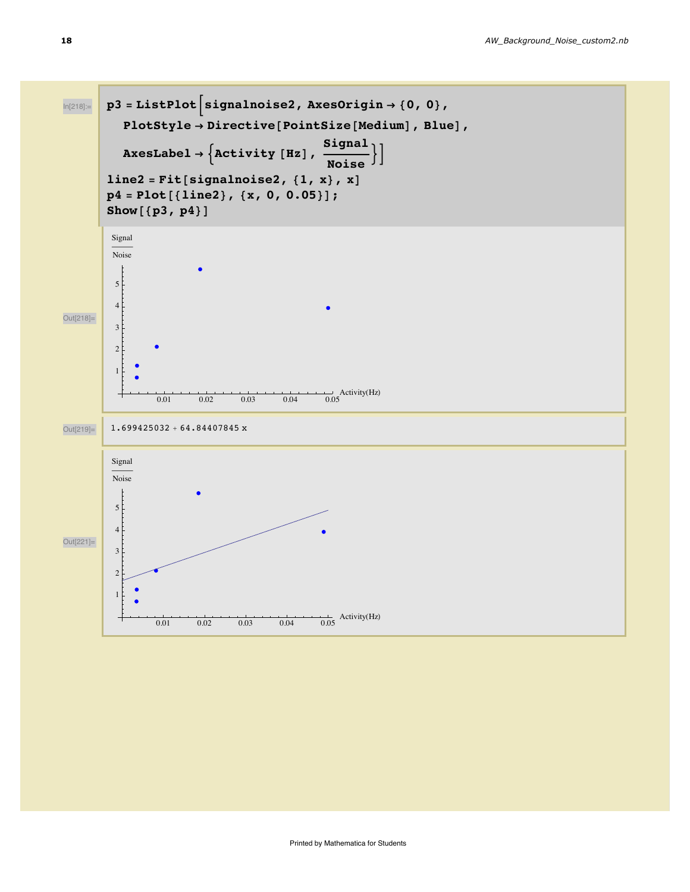In[218]:=

```
p3 = ListPlot[signalnoise2, AxesOrigin → {0, 0},
  PlotStyle → Directive[PointSize[Medium], Blue],
  AxesLabel → {Activity [Hz], Signal/Noise}]
line2 = Fit[signalnoise2, {1, x}, x]
p4 = Plot[{line2}, {x, 0, 0.05}];
Show[{p3, p4}]
```

Out[218]=

Out[219]= 1.699425032 + 64.84407845 x

Out[221]=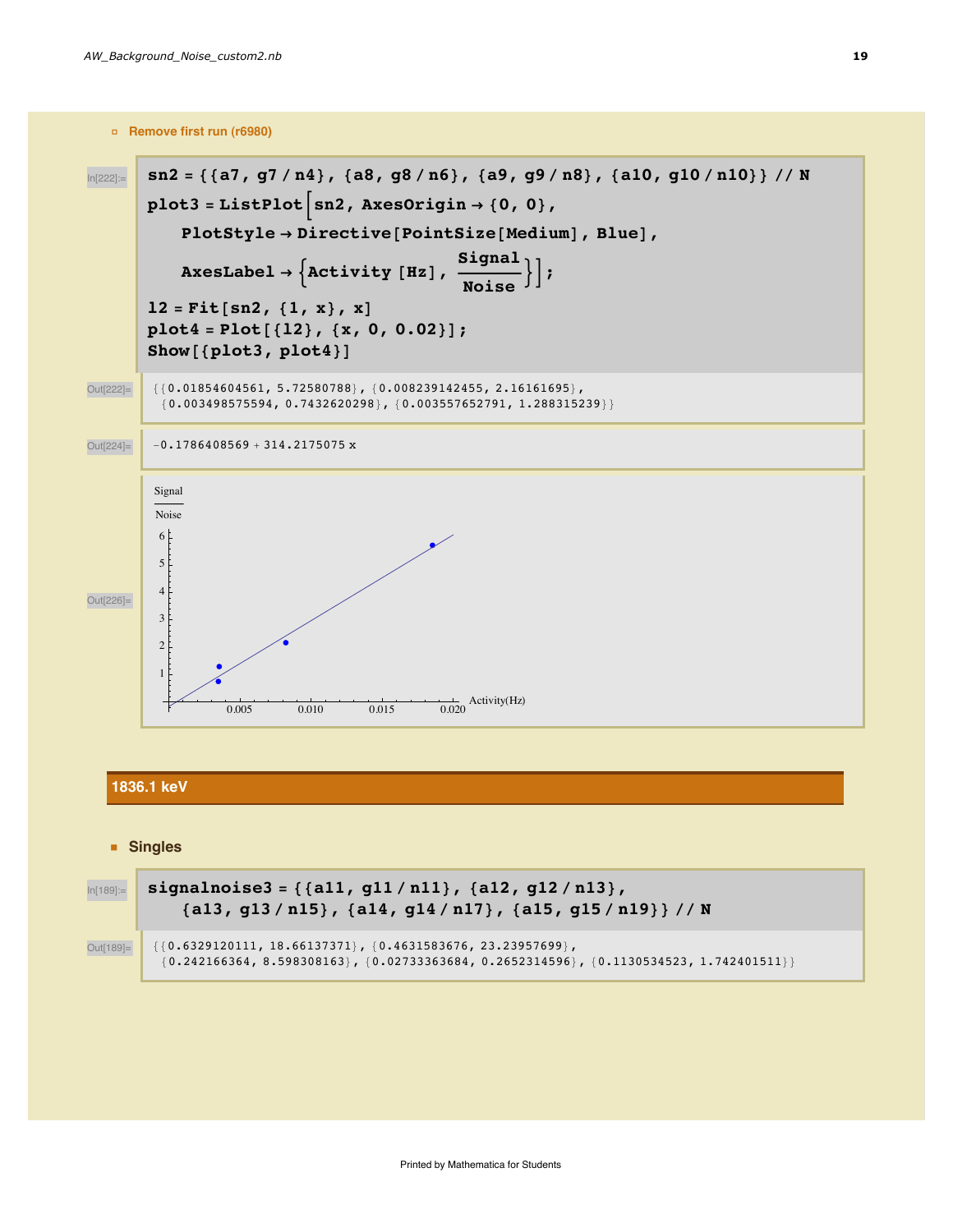### Remove first run (r6980)

In[222]:=
```
sn2 = {{a7, g7 / n4}, {a8, g8 / n6}, {a9, g9 / n8}, {a10, g10 / n10}} // N
plot3 = ListPlot[sn2, AxesOrigin → {0, 0},
   PlotStyle → Directive[PointSize[Medium], Blue],
   AxesLabel → {Activity [Hz], Signal/Noise}];
l2 = Fit[sn2, {1, x}, x]
plot4 = Plot[{l2}, {x, 0, 0.02}];
Show[{plot3, plot4}]
```

Out[222]=
```
{{0.01854604561, 5.72580788}, {0.008239142455, 2.16161695},
 {0.003498575594, 0.7432620298}, {0.003557652791, 1.288315239}}
```

Out[224]=
```
-0.1786408569 + 314.2175075 x
```

Out[226]=

## 1836.1 keV

### Singles

In[189]:=
```
signalnoise3 = {{a11, g11 / n11}, {a12, g12 / n13},
   {a13, g13 / n15}, {a14, g14 / n17}, {a15, g15 / n19}} // N
```

Out[189]=
```
{{0.6329120111, 18.66137371}, {0.4631583676, 23.23957699},
 {0.242166364, 8.598308163}, {0.02733363684, 0.2652314596}, {0.1130534523, 1.742401511}}
```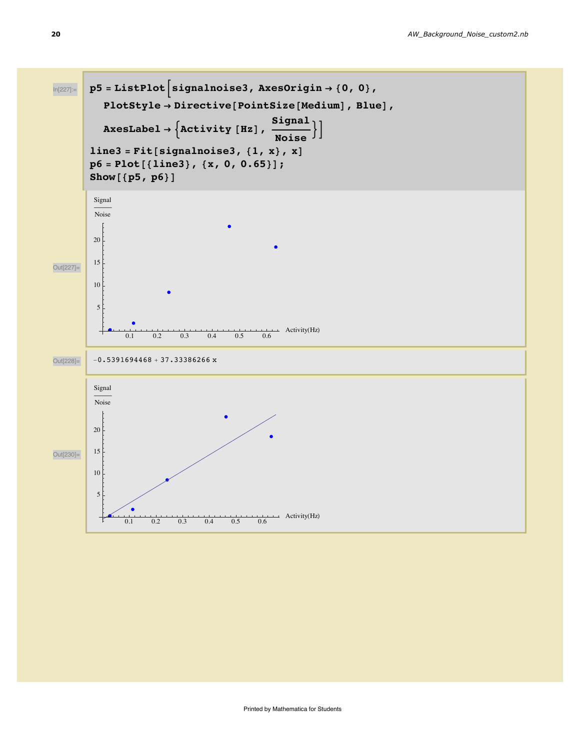In[227]:=

```
p5 = ListPlot[signalnoise3, AxesOrigin → {0, 0},
   PlotStyle → Directive[PointSize[Medium], Blue],
   AxesLabel → {Activity [Hz], Signal/Noise}]
line3 = Fit[signalnoise3, {1, x}, x]
p6 = Plot[{line3}, {x, 0, 0.65}];
Show[{p5, p6}]
```

Out[227]=

Out[228]=

```
-0.5391694468 + 37.33386266 x
```

Out[230]=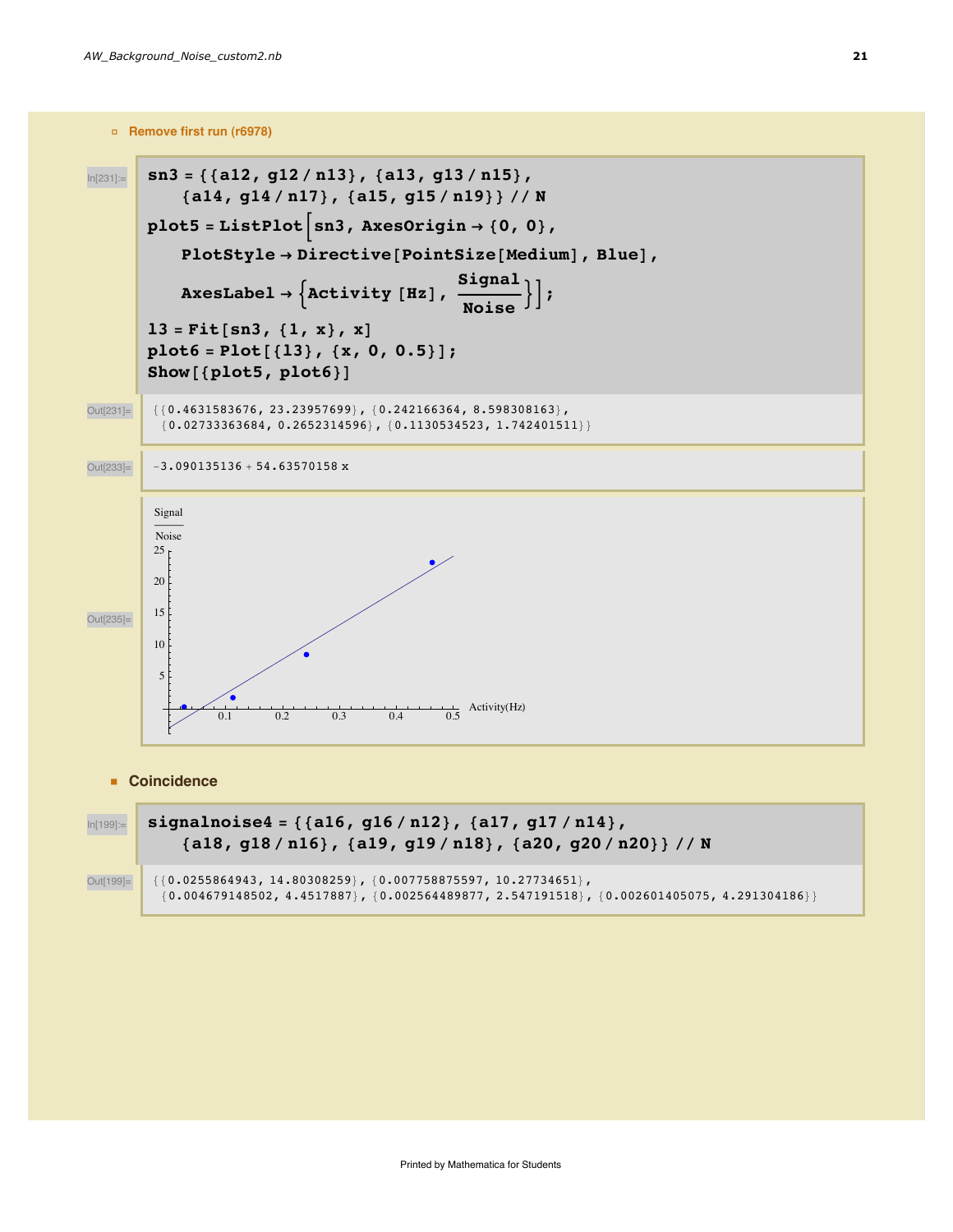##### Remove first run (r6978)

In[231]:=
```
sn3 = {{a12, g12 / n13}, {a13, g13 / n15},
    {a14, g14 / n17}, {a15, g15 / n19}} // N
plot5 = ListPlot[sn3, AxesOrigin → {0, 0},
    PlotStyle → Directive[PointSize[Medium], Blue],
    AxesLabel → {Activity [Hz], Signal/Noise}];
l3 = Fit[sn3, {1, x}, x]
plot6 = Plot[{l3}, {x, 0, 0.5}];
Show[{plot5, plot6}]
```

Out[231]=
```
{{0.4631583676, 23.23957699}, {0.242166364, 8.598308163},
 {0.02733363684, 0.2652314596}, {0.1130534523, 1.742401511}}
```

Out[233]=
```
-3.090135136 + 54.63570158 x
```

Out[235]=

## Coincidence

In[199]:=
```
signalnoise4 = {{a16, g16 / n12}, {a17, g17 / n14},
    {a18, g18 / n16}, {a19, g19 / n18}, {a20, g20 / n20}} // N
```

Out[199]=
```
{{0.0255864943, 14.80308259}, {0.007758875597, 10.27734651},
 {0.004679148502, 4.4517887}, {0.002564489877, 2.547191518}, {0.002601405075, 4.291304186}}
```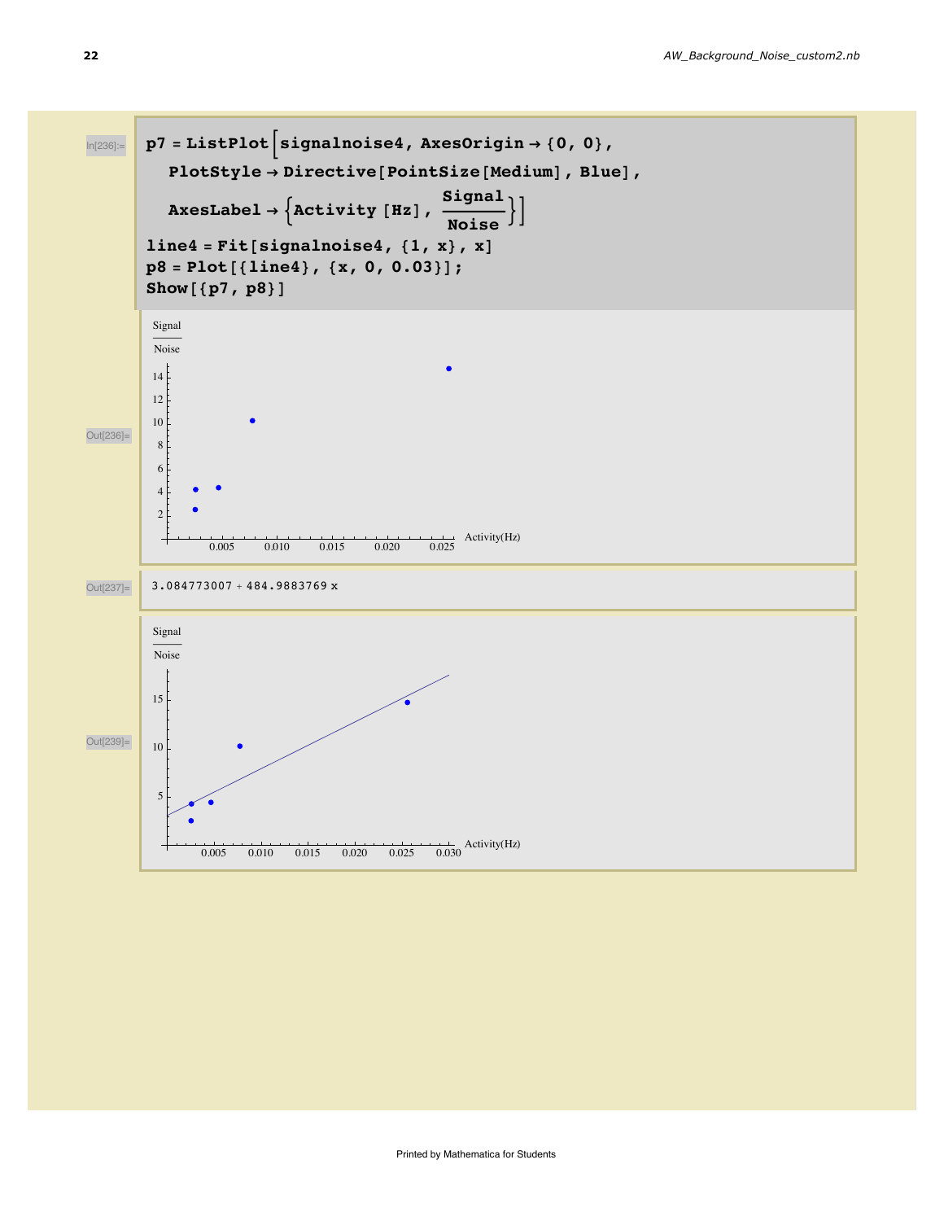In[236]:=

```
p7 = ListPlot[signalnoise4, AxesOrigin → {0, 0},
   PlotStyle → Directive[PointSize[Medium], Blue],
   AxesLabel → {Activity [Hz], Signal/Noise}]
line4 = Fit[signalnoise4, {1, x}, x]
p8 = Plot[{line4}, {x, 0, 0.03}];
Show[{p7, p8}]
```

Out[236]=

Out[237]= 3.084773007 + 484.9883769 x

Out[239]=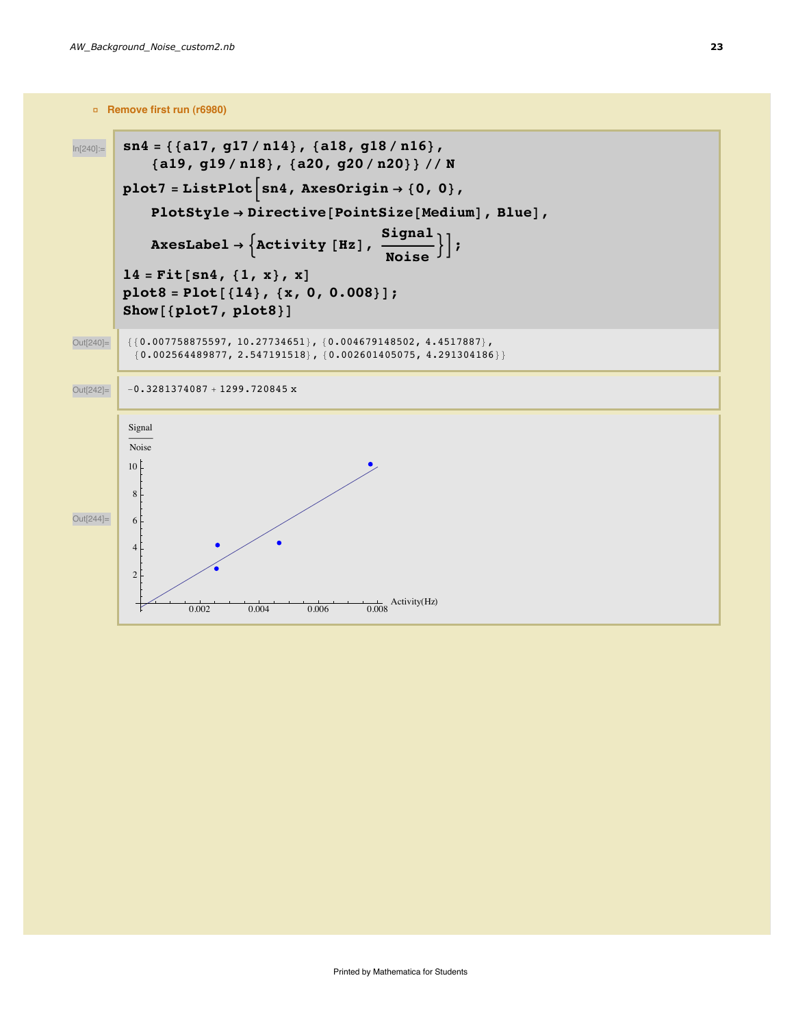- **Remove first run (r6980)**

In[240]:=

```
sn4 = {{a17, g17 / n14}, {a18, g18 / n16},
    {a19, g19 / n18}, {a20, g20 / n20}} // N
plot7 = ListPlot[sn4, AxesOrigin → {0, 0},
    PlotStyle → Directive[PointSize[Medium], Blue],
    AxesLabel → {Activity [Hz], Signal/Noise}];
l4 = Fit[sn4, {1, x}, x]
plot8 = Plot[{l4}, {x, 0, 0.008}];
Show[{plot7, plot8}]
```

Out[240]=

```
{{0.007758875597, 10.27734651}, {0.004679148502, 4.4517887},
 {0.002564489877, 2.547191518}, {0.002601405075, 4.291304186}}
```

Out[242]=

```
-0.3281374087 + 1299.720845 x
```

Out[244]=

Signal/Noise

10
8
6
4
2

0.002
0.004
0.006
0.008
Activity(Hz)